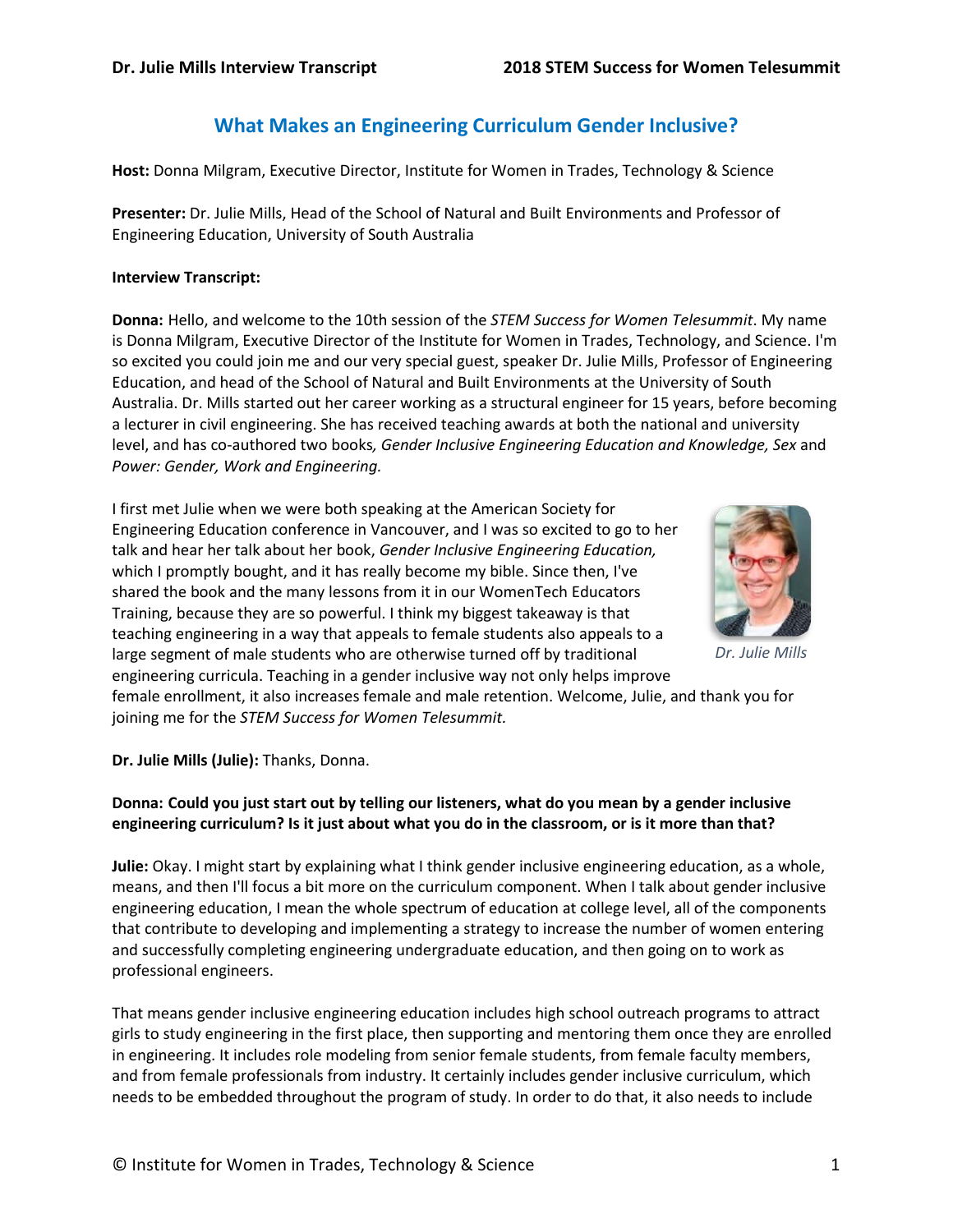# What Makes an Engineering Curriculum Gender Inclusive?

**Host:** Donna Milgram, Executive Director, Institute for Women in Trades, Technology & Science

**Presenter:** Dr. Julie Mills, Head of the School of Natural and Built Environments and Professor of Engineering Education, University of South Australia

**Interview Transcript:**

**Donna:** Hello, and welcome to the 10th session of the *STEM Success for Women Telesummit*. My name is Donna Milgram, Executive Director of the Institute for Women in Trades, Technology, and Science. I'm so excited you could join me and our very special guest, speaker Dr. Julie Mills, Professor of Engineering Education, and head of the School of Natural and Built Environments at the University of South Australia. Dr. Mills started out her career working as a structural engineer for 15 years, before becoming a lecturer in civil engineering. She has received teaching awards at both the national and university level, and has co-authored two books*, Gender Inclusive Engineering Education and Knowledge, Sex* and *Power: Gender, Work and Engineering.*

I first met Julie when we were both speaking at the American Society for Engineering Education conference in Vancouver, and I was so excited to go to her talk and hear her talk about her book, *Gender Inclusive Engineering Education,* which I promptly bought, and it has really become my bible. Since then, I've shared the book and the many lessons from it in our WomenTech Educators Training, because they are so powerful. I think my biggest takeaway is that teaching engineering in a way that appeals to female students also appeals to a large segment of male students who are otherwise turned off by traditional engineering curricula. Teaching in a gender inclusive way not only helps improve female enrollment, it also increases female and male retention. Welcome, Julie, and thank you for joining me for the *STEM Success for Women Telesummit.*

*Dr. Julie Mills*

**Dr. Julie Mills (Julie):** Thanks, Donna.

**Donna: Could you just start out by telling our listeners, what do you mean by a gender inclusive engineering curriculum? Is it just about what you do in the classroom, or is it more than that?**

**Julie:** Okay. I might start by explaining what I think gender inclusive engineering education, as a whole, means, and then I'll focus a bit more on the curriculum component. When I talk about gender inclusive engineering education, I mean the whole spectrum of education at college level, all of the components that contribute to developing and implementing a strategy to increase the number of women entering and successfully completing engineering undergraduate education, and then going on to work as professional engineers.

That means gender inclusive engineering education includes high school outreach programs to attract girls to study engineering in the first place, then supporting and mentoring them once they are enrolled in engineering. It includes role modeling from senior female students, from female faculty members, and from female professionals from industry. It certainly includes gender inclusive curriculum, which needs to be embedded throughout the program of study. In order to do that, it also needs to include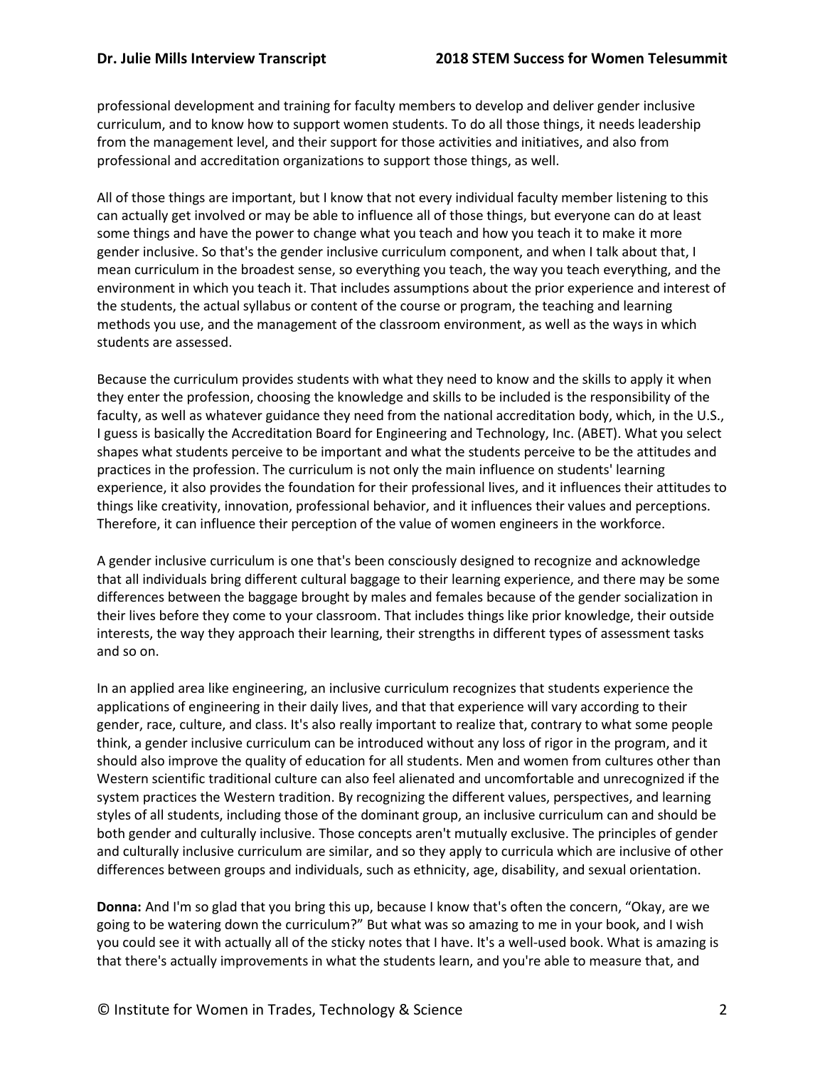professional development and training for faculty members to develop and deliver gender inclusive curriculum, and to know how to support women students. To do all those things, it needs leadership from the management level, and their support for those activities and initiatives, and also from professional and accreditation organizations to support those things, as well.

All of those things are important, but I know that not every individual faculty member listening to this can actually get involved or may be able to influence all of those things, but everyone can do at least some things and have the power to change what you teach and how you teach it to make it more gender inclusive. So that's the gender inclusive curriculum component, and when I talk about that, I mean curriculum in the broadest sense, so everything you teach, the way you teach everything, and the environment in which you teach it. That includes assumptions about the prior experience and interest of the students, the actual syllabus or content of the course or program, the teaching and learning methods you use, and the management of the classroom environment, as well as the ways in which students are assessed.

Because the curriculum provides students with what they need to know and the skills to apply it when they enter the profession, choosing the knowledge and skills to be included is the responsibility of the faculty, as well as whatever guidance they need from the national accreditation body, which, in the U.S., I guess is basically the Accreditation Board for Engineering and Technology, Inc. (ABET). What you select shapes what students perceive to be important and what the students perceive to be the attitudes and practices in the profession. The curriculum is not only the main influence on students' learning experience, it also provides the foundation for their professional lives, and it influences their attitudes to things like creativity, innovation, professional behavior, and it influences their values and perceptions. Therefore, it can influence their perception of the value of women engineers in the workforce.

A gender inclusive curriculum is one that's been consciously designed to recognize and acknowledge that all individuals bring different cultural baggage to their learning experience, and there may be some differences between the baggage brought by males and females because of the gender socialization in their lives before they come to your classroom. That includes things like prior knowledge, their outside interests, the way they approach their learning, their strengths in different types of assessment tasks and so on.

In an applied area like engineering, an inclusive curriculum recognizes that students experience the applications of engineering in their daily lives, and that that experience will vary according to their gender, race, culture, and class. It's also really important to realize that, contrary to what some people think, a gender inclusive curriculum can be introduced without any loss of rigor in the program, and it should also improve the quality of education for all students. Men and women from cultures other than Western scientific traditional culture can also feel alienated and uncomfortable and unrecognized if the system practices the Western tradition. By recognizing the different values, perspectives, and learning styles of all students, including those of the dominant group, an inclusive curriculum can and should be both gender and culturally inclusive. Those concepts aren't mutually exclusive. The principles of gender and culturally inclusive curriculum are similar, and so they apply to curricula which are inclusive of other differences between groups and individuals, such as ethnicity, age, disability, and sexual orientation.

**Donna:** And I'm so glad that you bring this up, because I know that's often the concern, "Okay, are we going to be watering down the curriculum?" But what was so amazing to me in your book, and I wish you could see it with actually all of the sticky notes that I have. It's a well-used book. What is amazing is that there's actually improvements in what the students learn, and you're able to measure that, and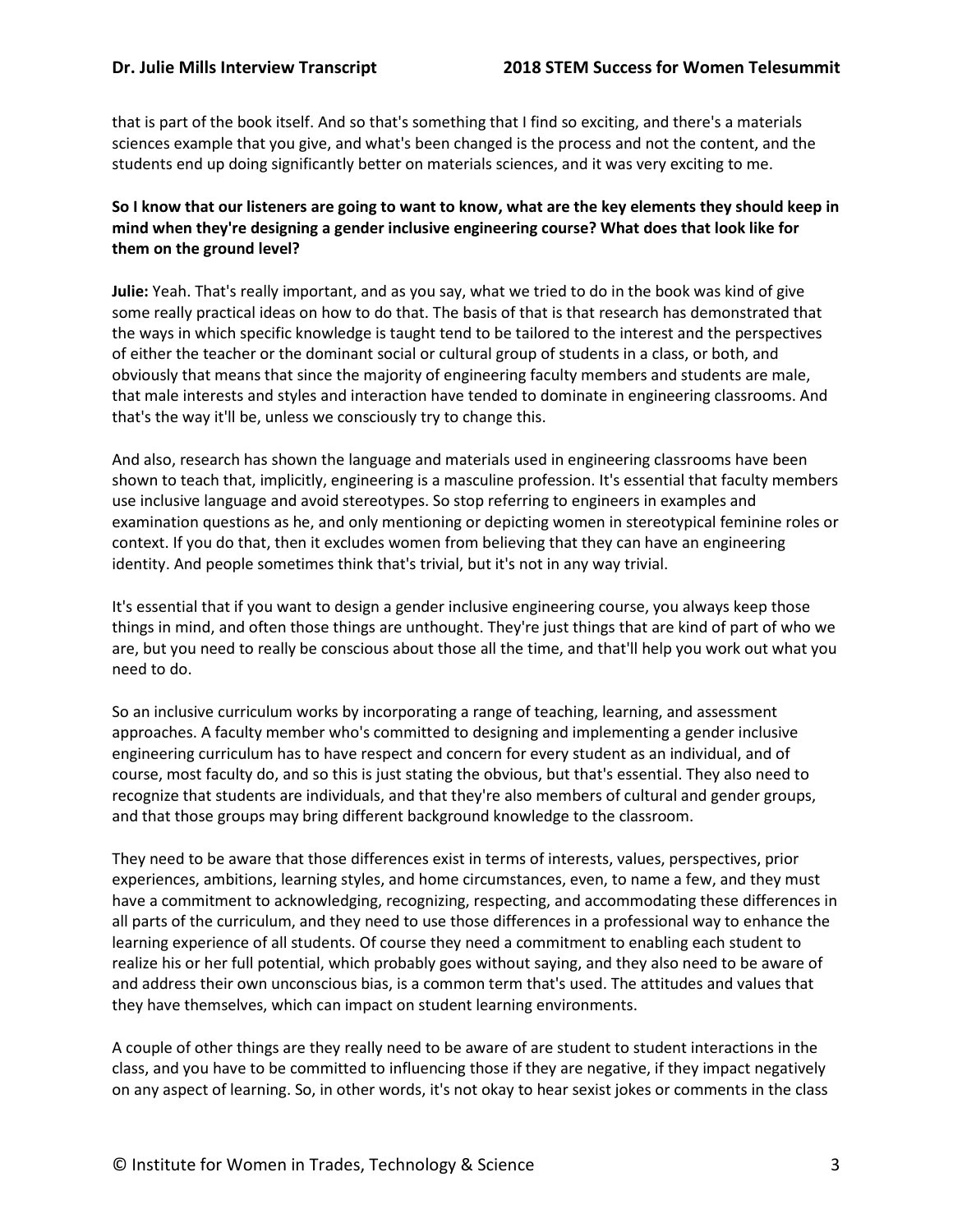that is part of the book itself. And so that's something that I find so exciting, and there's a materials sciences example that you give, and what's been changed is the process and not the content, and the students end up doing significantly better on materials sciences, and it was very exciting to me.

**So I know that our listeners are going to want to know, what are the key elements they should keep in mind when they're designing a gender inclusive engineering course? What does that look like for them on the ground level?**

**Julie:** Yeah. That's really important, and as you say, what we tried to do in the book was kind of give some really practical ideas on how to do that. The basis of that is that research has demonstrated that the ways in which specific knowledge is taught tend to be tailored to the interest and the perspectives of either the teacher or the dominant social or cultural group of students in a class, or both, and obviously that means that since the majority of engineering faculty members and students are male, that male interests and styles and interaction have tended to dominate in engineering classrooms. And that's the way it'll be, unless we consciously try to change this.

And also, research has shown the language and materials used in engineering classrooms have been shown to teach that, implicitly, engineering is a masculine profession. It's essential that faculty members use inclusive language and avoid stereotypes. So stop referring to engineers in examples and examination questions as he, and only mentioning or depicting women in stereotypical feminine roles or context. If you do that, then it excludes women from believing that they can have an engineering identity. And people sometimes think that's trivial, but it's not in any way trivial.

It's essential that if you want to design a gender inclusive engineering course, you always keep those things in mind, and often those things are unthought. They're just things that are kind of part of who we are, but you need to really be conscious about those all the time, and that'll help you work out what you need to do.

So an inclusive curriculum works by incorporating a range of teaching, learning, and assessment approaches. A faculty member who's committed to designing and implementing a gender inclusive engineering curriculum has to have respect and concern for every student as an individual, and of course, most faculty do, and so this is just stating the obvious, but that's essential. They also need to recognize that students are individuals, and that they're also members of cultural and gender groups, and that those groups may bring different background knowledge to the classroom.

They need to be aware that those differences exist in terms of interests, values, perspectives, prior experiences, ambitions, learning styles, and home circumstances, even, to name a few, and they must have a commitment to acknowledging, recognizing, respecting, and accommodating these differences in all parts of the curriculum, and they need to use those differences in a professional way to enhance the learning experience of all students. Of course they need a commitment to enabling each student to realize his or her full potential, which probably goes without saying, and they also need to be aware of and address their own unconscious bias, is a common term that's used. The attitudes and values that they have themselves, which can impact on student learning environments.

A couple of other things are they really need to be aware of are student to student interactions in the class, and you have to be committed to influencing those if they are negative, if they impact negatively on any aspect of learning. So, in other words, it's not okay to hear sexist jokes or comments in the class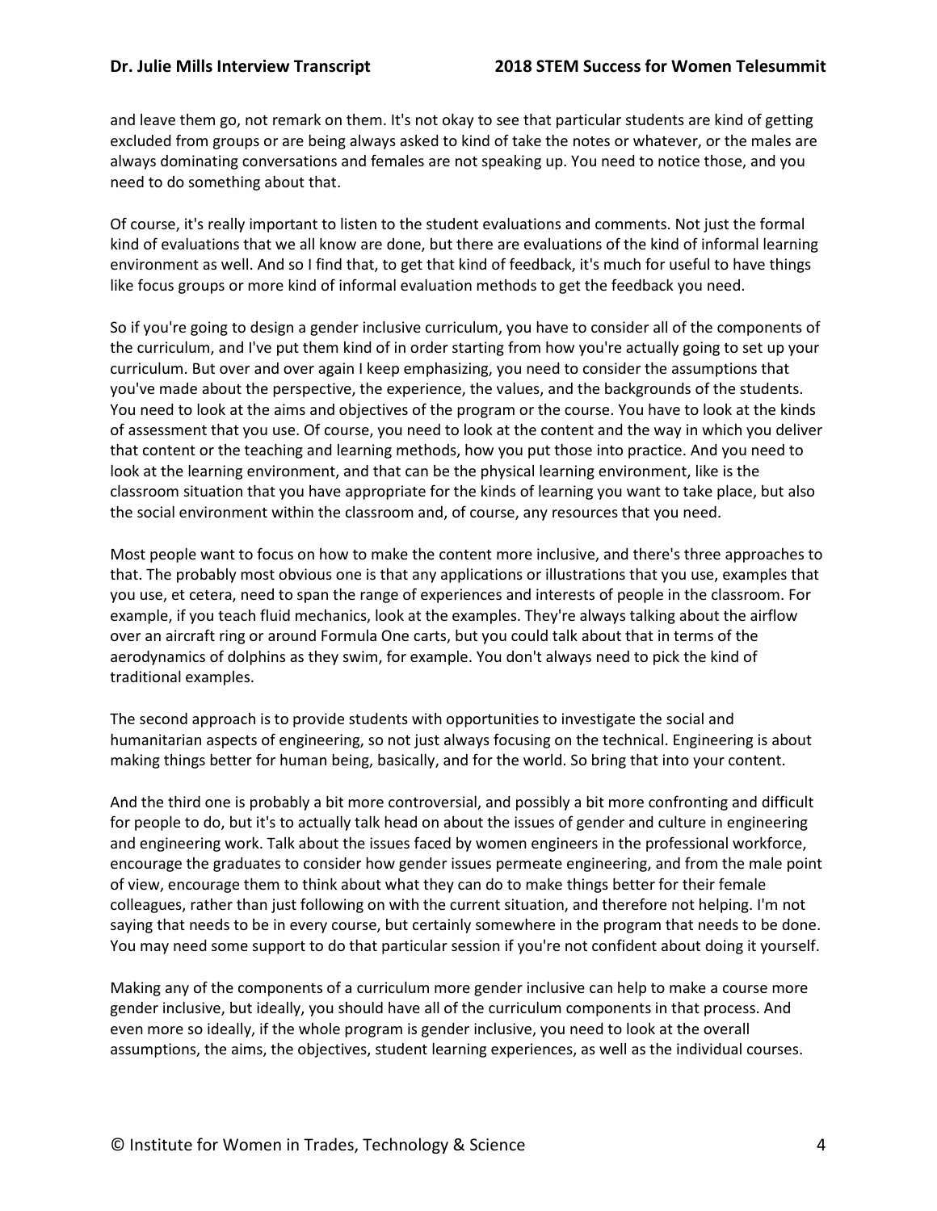and leave them go, not remark on them. It's not okay to see that particular students are kind of getting excluded from groups or are being always asked to kind of take the notes or whatever, or the males are always dominating conversations and females are not speaking up. You need to notice those, and you need to do something about that.

Of course, it's really important to listen to the student evaluations and comments. Not just the formal kind of evaluations that we all know are done, but there are evaluations of the kind of informal learning environment as well. And so I find that, to get that kind of feedback, it's much for useful to have things like focus groups or more kind of informal evaluation methods to get the feedback you need.

So if you're going to design a gender inclusive curriculum, you have to consider all of the components of the curriculum, and I've put them kind of in order starting from how you're actually going to set up your curriculum. But over and over again I keep emphasizing, you need to consider the assumptions that you've made about the perspective, the experience, the values, and the backgrounds of the students. You need to look at the aims and objectives of the program or the course. You have to look at the kinds of assessment that you use. Of course, you need to look at the content and the way in which you deliver that content or the teaching and learning methods, how you put those into practice. And you need to look at the learning environment, and that can be the physical learning environment, like is the classroom situation that you have appropriate for the kinds of learning you want to take place, but also the social environment within the classroom and, of course, any resources that you need.

Most people want to focus on how to make the content more inclusive, and there's three approaches to that. The probably most obvious one is that any applications or illustrations that you use, examples that you use, et cetera, need to span the range of experiences and interests of people in the classroom. For example, if you teach fluid mechanics, look at the examples. They're always talking about the airflow over an aircraft ring or around Formula One carts, but you could talk about that in terms of the aerodynamics of dolphins as they swim, for example. You don't always need to pick the kind of traditional examples.

The second approach is to provide students with opportunities to investigate the social and humanitarian aspects of engineering, so not just always focusing on the technical. Engineering is about making things better for human being, basically, and for the world. So bring that into your content.

And the third one is probably a bit more controversial, and possibly a bit more confronting and difficult for people to do, but it's to actually talk head on about the issues of gender and culture in engineering and engineering work. Talk about the issues faced by women engineers in the professional workforce, encourage the graduates to consider how gender issues permeate engineering, and from the male point of view, encourage them to think about what they can do to make things better for their female colleagues, rather than just following on with the current situation, and therefore not helping. I'm not saying that needs to be in every course, but certainly somewhere in the program that needs to be done. You may need some support to do that particular session if you're not confident about doing it yourself.

Making any of the components of a curriculum more gender inclusive can help to make a course more gender inclusive, but ideally, you should have all of the curriculum components in that process. And even more so ideally, if the whole program is gender inclusive, you need to look at the overall assumptions, the aims, the objectives, student learning experiences, as well as the individual courses.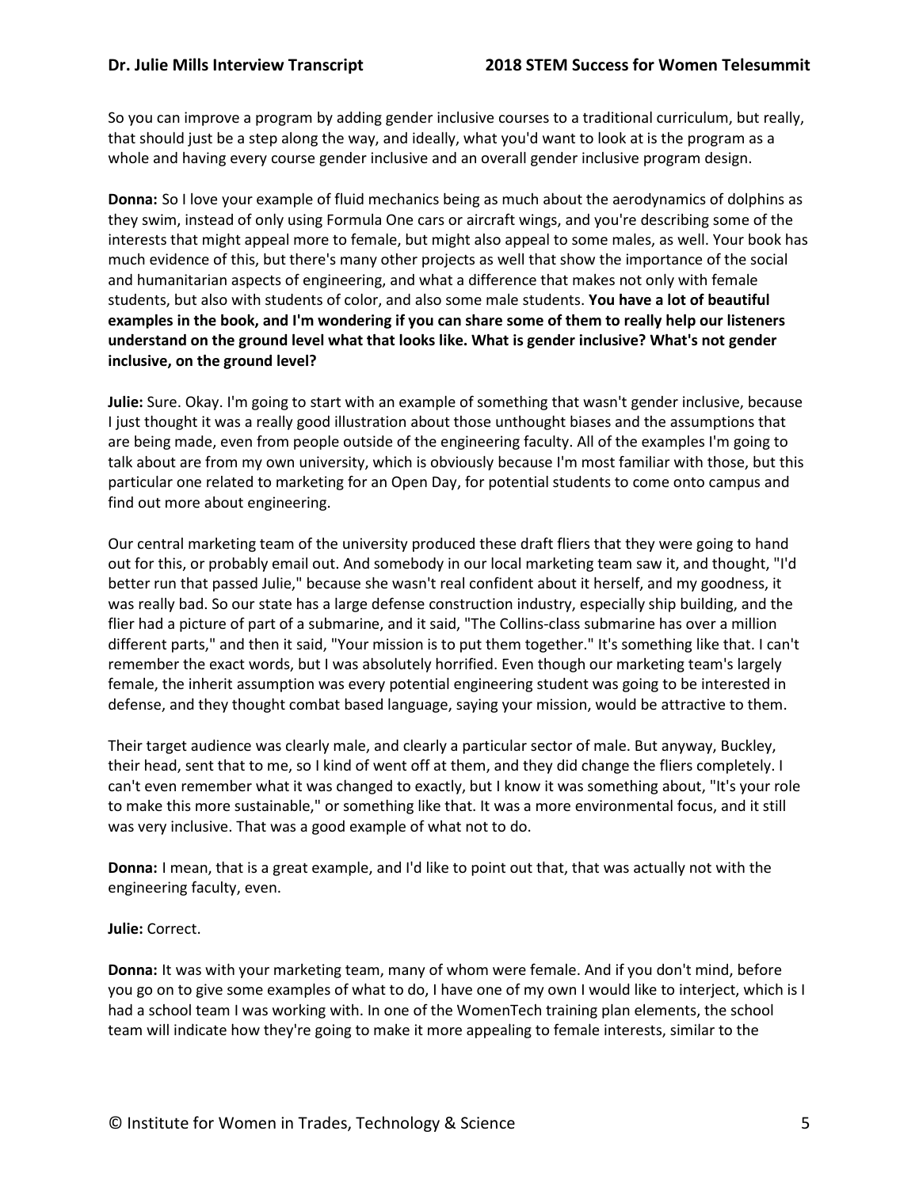So you can improve a program by adding gender inclusive courses to a traditional curriculum, but really, that should just be a step along the way, and ideally, what you'd want to look at is the program as a whole and having every course gender inclusive and an overall gender inclusive program design.

**Donna:** So I love your example of fluid mechanics being as much about the aerodynamics of dolphins as they swim, instead of only using Formula One cars or aircraft wings, and you're describing some of the interests that might appeal more to female, but might also appeal to some males, as well. Your book has much evidence of this, but there's many other projects as well that show the importance of the social and humanitarian aspects of engineering, and what a difference that makes not only with female students, but also with students of color, and also some male students. **You have a lot of beautiful examples in the book, and I'm wondering if you can share some of them to really help our listeners understand on the ground level what that looks like. What is gender inclusive? What's not gender inclusive, on the ground level?**

**Julie:** Sure. Okay. I'm going to start with an example of something that wasn't gender inclusive, because I just thought it was a really good illustration about those unthought biases and the assumptions that are being made, even from people outside of the engineering faculty. All of the examples I'm going to talk about are from my own university, which is obviously because I'm most familiar with those, but this particular one related to marketing for an Open Day, for potential students to come onto campus and find out more about engineering.

Our central marketing team of the university produced these draft fliers that they were going to hand out for this, or probably email out. And somebody in our local marketing team saw it, and thought, "I'd better run that passed Julie," because she wasn't real confident about it herself, and my goodness, it was really bad. So our state has a large defense construction industry, especially ship building, and the flier had a picture of part of a submarine, and it said, "The Collins-class submarine has over a million different parts," and then it said, "Your mission is to put them together." It's something like that. I can't remember the exact words, but I was absolutely horrified. Even though our marketing team's largely female, the inherit assumption was every potential engineering student was going to be interested in defense, and they thought combat based language, saying your mission, would be attractive to them.

Their target audience was clearly male, and clearly a particular sector of male. But anyway, Buckley, their head, sent that to me, so I kind of went off at them, and they did change the fliers completely. I can't even remember what it was changed to exactly, but I know it was something about, "It's your role to make this more sustainable," or something like that. It was a more environmental focus, and it still was very inclusive. That was a good example of what not to do.

**Donna:** I mean, that is a great example, and I'd like to point out that, that was actually not with the engineering faculty, even.

**Julie:** Correct.

**Donna:** It was with your marketing team, many of whom were female. And if you don't mind, before you go on to give some examples of what to do, I have one of my own I would like to interject, which is I had a school team I was working with. In one of the WomenTech training plan elements, the school team will indicate how they're going to make it more appealing to female interests, similar to the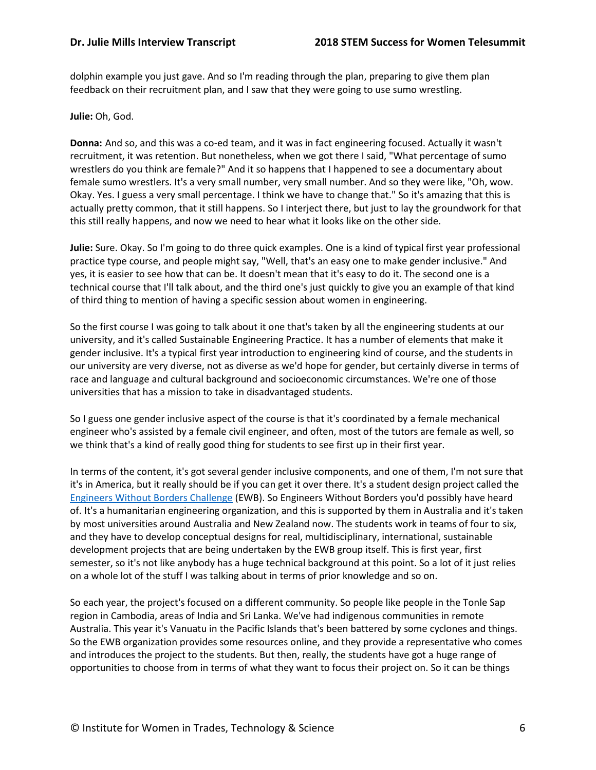dolphin example you just gave. And so I'm reading through the plan, preparing to give them plan feedback on their recruitment plan, and I saw that they were going to use sumo wrestling.

**Julie:** Oh, God.

**Donna:** And so, and this was a co-ed team, and it was in fact engineering focused. Actually it wasn't recruitment, it was retention. But nonetheless, when we got there I said, "What percentage of sumo wrestlers do you think are female?" And it so happens that I happened to see a documentary about female sumo wrestlers. It's a very small number, very small number. And so they were like, "Oh, wow. Okay. Yes. I guess a very small percentage. I think we have to change that." So it's amazing that this is actually pretty common, that it still happens. So I interject there, but just to lay the groundwork for that this still really happens, and now we need to hear what it looks like on the other side.

**Julie:** Sure. Okay. So I'm going to do three quick examples. One is a kind of typical first year professional practice type course, and people might say, "Well, that's an easy one to make gender inclusive." And yes, it is easier to see how that can be. It doesn't mean that it's easy to do it. The second one is a technical course that I'll talk about, and the third one's just quickly to give you an example of that kind of third thing to mention of having a specific session about women in engineering.

So the first course I was going to talk about it one that's taken by all the engineering students at our university, and it's called Sustainable Engineering Practice. It has a number of elements that make it gender inclusive. It's a typical first year introduction to engineering kind of course, and the students in our university are very diverse, not as diverse as we'd hope for gender, but certainly diverse in terms of race and language and cultural background and socioeconomic circumstances. We're one of those universities that has a mission to take in disadvantaged students.

So I guess one gender inclusive aspect of the course is that it's coordinated by a female mechanical engineer who's assisted by a female civil engineer, and often, most of the tutors are female as well, so we think that's a kind of really good thing for students to see first up in their first year.

In terms of the content, it's got several gender inclusive components, and one of them, I'm not sure that it's in America, but it really should be if you can get it over there. It's a student design project called the [Engineers Without Borders Challenge](#) (EWB). So Engineers Without Borders you'd possibly have heard of. It's a humanitarian engineering organization, and this is supported by them in Australia and it's taken by most universities around Australia and New Zealand now. The students work in teams of four to six, and they have to develop conceptual designs for real, multidisciplinary, international, sustainable development projects that are being undertaken by the EWB group itself. This is first year, first semester, so it's not like anybody has a huge technical background at this point. So a lot of it just relies on a whole lot of the stuff I was talking about in terms of prior knowledge and so on.

So each year, the project's focused on a different community. So people like people in the Tonle Sap region in Cambodia, areas of India and Sri Lanka. We've had indigenous communities in remote Australia. This year it's Vanuatu in the Pacific Islands that's been battered by some cyclones and things. So the EWB organization provides some resources online, and they provide a representative who comes and introduces the project to the students. But then, really, the students have got a huge range of opportunities to choose from in terms of what they want to focus their project on. So it can be things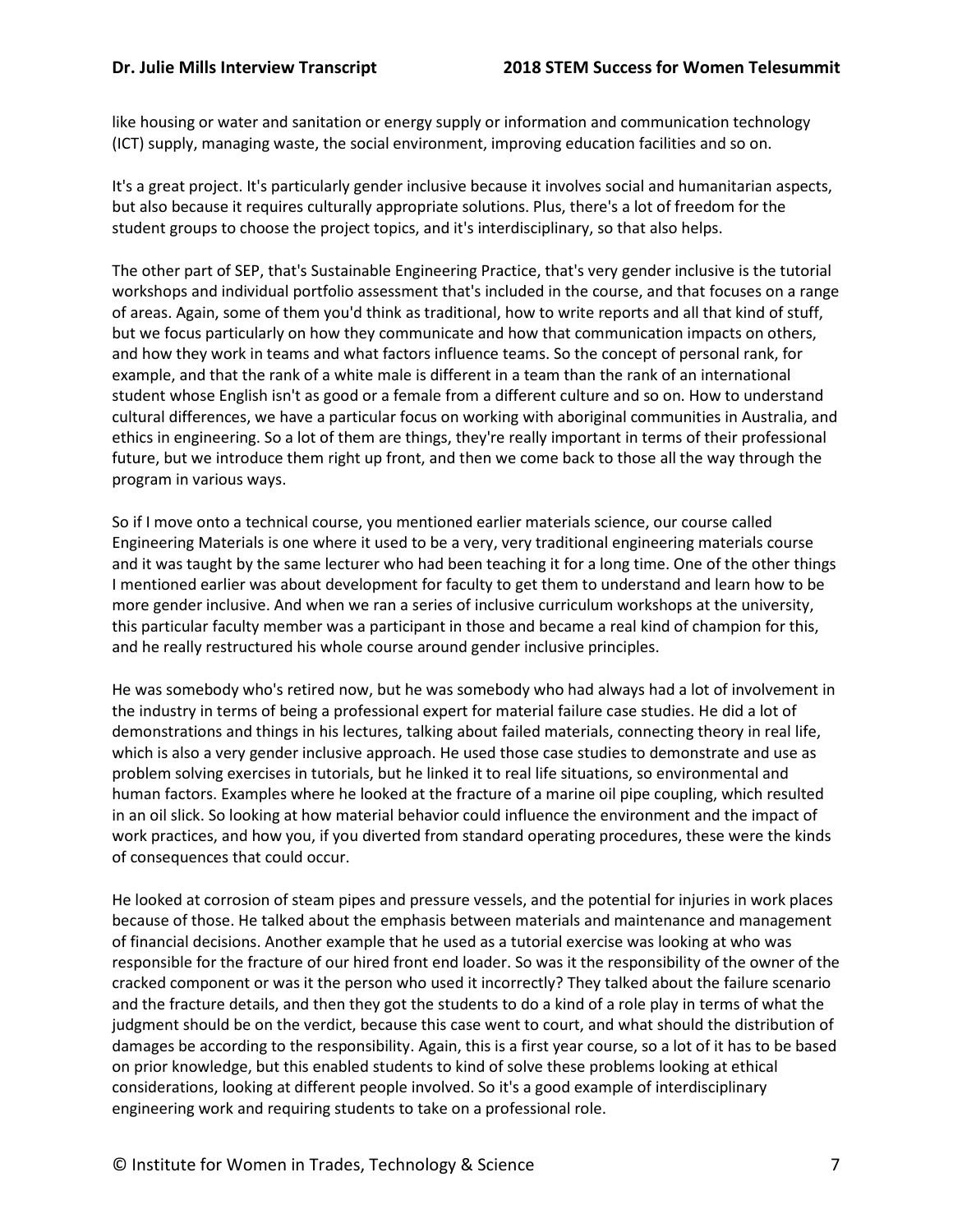like housing or water and sanitation or energy supply or information and communication technology (ICT) supply, managing waste, the social environment, improving education facilities and so on.

It's a great project. It's particularly gender inclusive because it involves social and humanitarian aspects, but also because it requires culturally appropriate solutions. Plus, there's a lot of freedom for the student groups to choose the project topics, and it's interdisciplinary, so that also helps.

The other part of SEP, that's Sustainable Engineering Practice, that's very gender inclusive is the tutorial workshops and individual portfolio assessment that's included in the course, and that focuses on a range of areas. Again, some of them you'd think as traditional, how to write reports and all that kind of stuff, but we focus particularly on how they communicate and how that communication impacts on others, and how they work in teams and what factors influence teams. So the concept of personal rank, for example, and that the rank of a white male is different in a team than the rank of an international student whose English isn't as good or a female from a different culture and so on. How to understand cultural differences, we have a particular focus on working with aboriginal communities in Australia, and ethics in engineering. So a lot of them are things, they're really important in terms of their professional future, but we introduce them right up front, and then we come back to those all the way through the program in various ways.

So if I move onto a technical course, you mentioned earlier materials science, our course called Engineering Materials is one where it used to be a very, very traditional engineering materials course and it was taught by the same lecturer who had been teaching it for a long time. One of the other things I mentioned earlier was about development for faculty to get them to understand and learn how to be more gender inclusive. And when we ran a series of inclusive curriculum workshops at the university, this particular faculty member was a participant in those and became a real kind of champion for this, and he really restructured his whole course around gender inclusive principles.

He was somebody who's retired now, but he was somebody who had always had a lot of involvement in the industry in terms of being a professional expert for material failure case studies. He did a lot of demonstrations and things in his lectures, talking about failed materials, connecting theory in real life, which is also a very gender inclusive approach. He used those case studies to demonstrate and use as problem solving exercises in tutorials, but he linked it to real life situations, so environmental and human factors. Examples where he looked at the fracture of a marine oil pipe coupling, which resulted in an oil slick. So looking at how material behavior could influence the environment and the impact of work practices, and how you, if you diverted from standard operating procedures, these were the kinds of consequences that could occur.

He looked at corrosion of steam pipes and pressure vessels, and the potential for injuries in work places because of those. He talked about the emphasis between materials and maintenance and management of financial decisions. Another example that he used as a tutorial exercise was looking at who was responsible for the fracture of our hired front end loader. So was it the responsibility of the owner of the cracked component or was it the person who used it incorrectly? They talked about the failure scenario and the fracture details, and then they got the students to do a kind of a role play in terms of what the judgment should be on the verdict, because this case went to court, and what should the distribution of damages be according to the responsibility. Again, this is a first year course, so a lot of it has to be based on prior knowledge, but this enabled students to kind of solve these problems looking at ethical considerations, looking at different people involved. So it's a good example of interdisciplinary engineering work and requiring students to take on a professional role.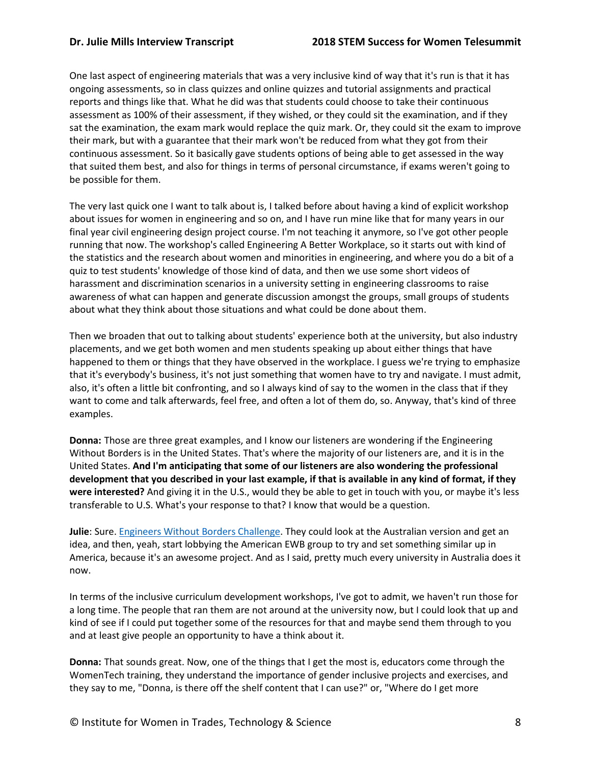One last aspect of engineering materials that was a very inclusive kind of way that it's run is that it has ongoing assessments, so in class quizzes and online quizzes and tutorial assignments and practical reports and things like that. What he did was that students could choose to take their continuous assessment as 100% of their assessment, if they wished, or they could sit the examination, and if they sat the examination, the exam mark would replace the quiz mark. Or, they could sit the exam to improve their mark, but with a guarantee that their mark won't be reduced from what they got from their continuous assessment. So it basically gave students options of being able to get assessed in the way that suited them best, and also for things in terms of personal circumstance, if exams weren't going to be possible for them.

The very last quick one I want to talk about is, I talked before about having a kind of explicit workshop about issues for women in engineering and so on, and I have run mine like that for many years in our final year civil engineering design project course. I'm not teaching it anymore, so I've got other people running that now. The workshop's called Engineering A Better Workplace, so it starts out with kind of the statistics and the research about women and minorities in engineering, and where you do a bit of a quiz to test students' knowledge of those kind of data, and then we use some short videos of harassment and discrimination scenarios in a university setting in engineering classrooms to raise awareness of what can happen and generate discussion amongst the groups, small groups of students about what they think about those situations and what could be done about them.

Then we broaden that out to talking about students' experience both at the university, but also industry placements, and we get both women and men students speaking up about either things that have happened to them or things that they have observed in the workplace. I guess we're trying to emphasize that it's everybody's business, it's not just something that women have to try and navigate. I must admit, also, it's often a little bit confronting, and so I always kind of say to the women in the class that if they want to come and talk afterwards, feel free, and often a lot of them do, so. Anyway, that's kind of three examples.

**Donna:** Those are three great examples, and I know our listeners are wondering if the Engineering Without Borders is in the United States. That's where the majority of our listeners are, and it is in the United States. **And I'm anticipating that some of our listeners are also wondering the professional development that you described in your last example, if that is available in any kind of format, if they were interested?** And giving it in the U.S., would they be able to get in touch with you, or maybe it's less transferable to U.S. What's your response to that? I know that would be a question.

**Julie**: Sure. Engineers Without Borders Challenge. They could look at the Australian version and get an idea, and then, yeah, start lobbying the American EWB group to try and set something similar up in America, because it's an awesome project. And as I said, pretty much every university in Australia does it now.

In terms of the inclusive curriculum development workshops, I've got to admit, we haven't run those for a long time. The people that ran them are not around at the university now, but I could look that up and kind of see if I could put together some of the resources for that and maybe send them through to you and at least give people an opportunity to have a think about it.

**Donna:** That sounds great. Now, one of the things that I get the most is, educators come through the WomenTech training, they understand the importance of gender inclusive projects and exercises, and they say to me, "Donna, is there off the shelf content that I can use?" or, "Where do I get more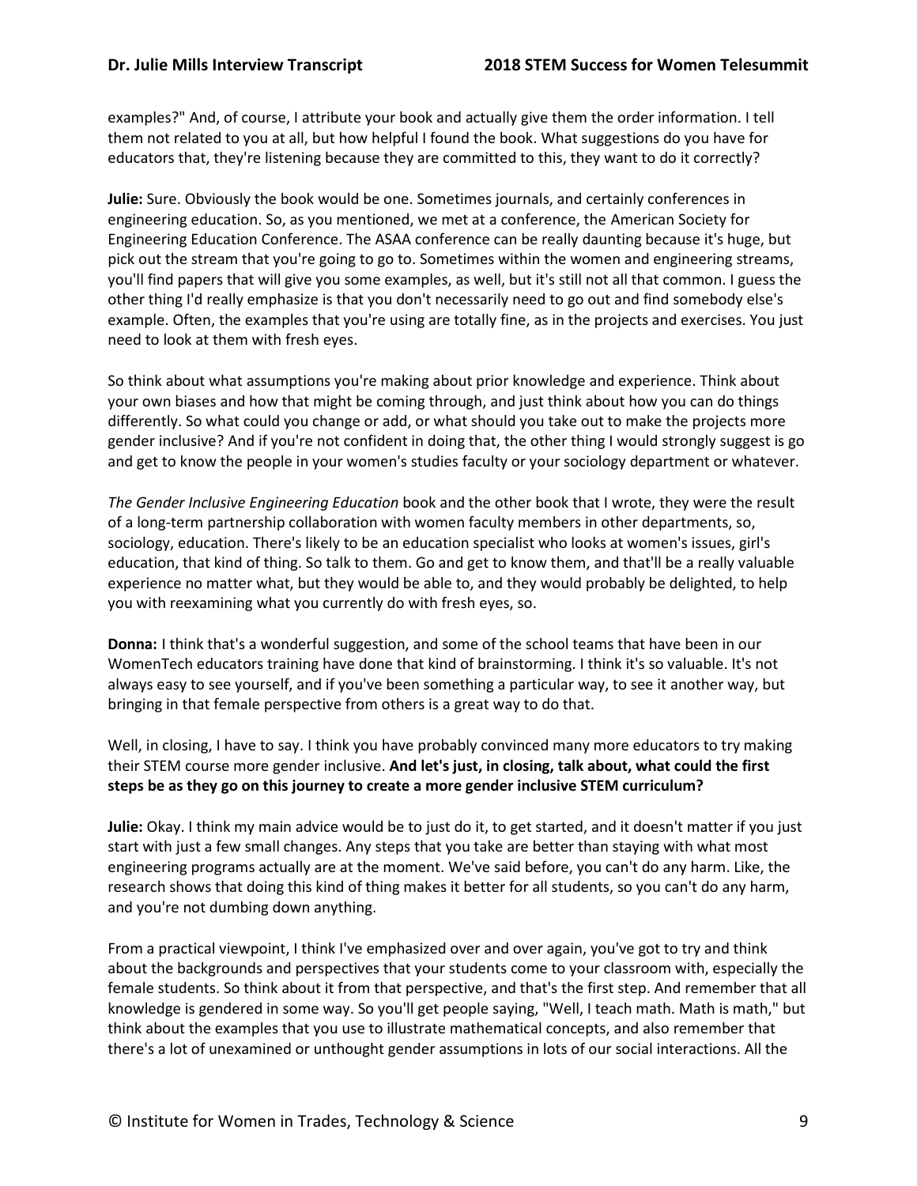examples?" And, of course, I attribute your book and actually give them the order information. I tell them not related to you at all, but how helpful I found the book. What suggestions do you have for educators that, they're listening because they are committed to this, they want to do it correctly?

**Julie:** Sure. Obviously the book would be one. Sometimes journals, and certainly conferences in engineering education. So, as you mentioned, we met at a conference, the American Society for Engineering Education Conference. The ASAA conference can be really daunting because it's huge, but pick out the stream that you're going to go to. Sometimes within the women and engineering streams, you'll find papers that will give you some examples, as well, but it's still not all that common. I guess the other thing I'd really emphasize is that you don't necessarily need to go out and find somebody else's example. Often, the examples that you're using are totally fine, as in the projects and exercises. You just need to look at them with fresh eyes.

So think about what assumptions you're making about prior knowledge and experience. Think about your own biases and how that might be coming through, and just think about how you can do things differently. So what could you change or add, or what should you take out to make the projects more gender inclusive? And if you're not confident in doing that, the other thing I would strongly suggest is go and get to know the people in your women's studies faculty or your sociology department or whatever.

*The Gender Inclusive Engineering Education* book and the other book that I wrote, they were the result of a long-term partnership collaboration with women faculty members in other departments, so, sociology, education. There's likely to be an education specialist who looks at women's issues, girl's education, that kind of thing. So talk to them. Go and get to know them, and that'll be a really valuable experience no matter what, but they would be able to, and they would probably be delighted, to help you with reexamining what you currently do with fresh eyes, so.

**Donna:** I think that's a wonderful suggestion, and some of the school teams that have been in our WomenTech educators training have done that kind of brainstorming. I think it's so valuable. It's not always easy to see yourself, and if you've been something a particular way, to see it another way, but bringing in that female perspective from others is a great way to do that.

Well, in closing, I have to say. I think you have probably convinced many more educators to try making their STEM course more gender inclusive. **And let's just, in closing, talk about, what could the first steps be as they go on this journey to create a more gender inclusive STEM curriculum?**

**Julie:** Okay. I think my main advice would be to just do it, to get started, and it doesn't matter if you just start with just a few small changes. Any steps that you take are better than staying with what most engineering programs actually are at the moment. We've said before, you can't do any harm. Like, the research shows that doing this kind of thing makes it better for all students, so you can't do any harm, and you're not dumbing down anything.

From a practical viewpoint, I think I've emphasized over and over again, you've got to try and think about the backgrounds and perspectives that your students come to your classroom with, especially the female students. So think about it from that perspective, and that's the first step. And remember that all knowledge is gendered in some way. So you'll get people saying, "Well, I teach math. Math is math," but think about the examples that you use to illustrate mathematical concepts, and also remember that there's a lot of unexamined or unthought gender assumptions in lots of our social interactions. All the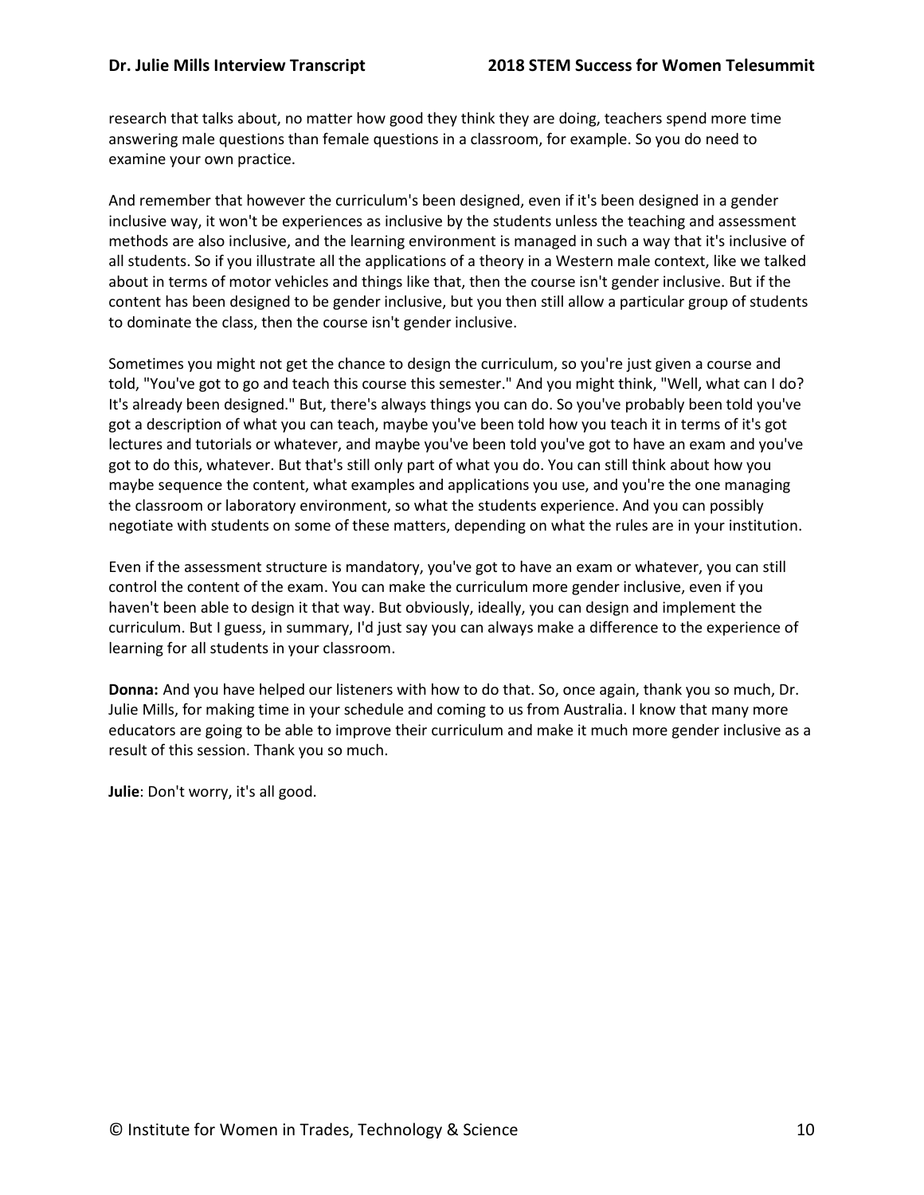research that talks about, no matter how good they think they are doing, teachers spend more time answering male questions than female questions in a classroom, for example. So you do need to examine your own practice.

And remember that however the curriculum's been designed, even if it's been designed in a gender inclusive way, it won't be experiences as inclusive by the students unless the teaching and assessment methods are also inclusive, and the learning environment is managed in such a way that it's inclusive of all students. So if you illustrate all the applications of a theory in a Western male context, like we talked about in terms of motor vehicles and things like that, then the course isn't gender inclusive. But if the content has been designed to be gender inclusive, but you then still allow a particular group of students to dominate the class, then the course isn't gender inclusive.

Sometimes you might not get the chance to design the curriculum, so you're just given a course and told, "You've got to go and teach this course this semester." And you might think, "Well, what can I do? It's already been designed." But, there's always things you can do. So you've probably been told you've got a description of what you can teach, maybe you've been told how you teach it in terms of it's got lectures and tutorials or whatever, and maybe you've been told you've got to have an exam and you've got to do this, whatever. But that's still only part of what you do. You can still think about how you maybe sequence the content, what examples and applications you use, and you're the one managing the classroom or laboratory environment, so what the students experience. And you can possibly negotiate with students on some of these matters, depending on what the rules are in your institution.

Even if the assessment structure is mandatory, you've got to have an exam or whatever, you can still control the content of the exam. You can make the curriculum more gender inclusive, even if you haven't been able to design it that way. But obviously, ideally, you can design and implement the curriculum. But I guess, in summary, I'd just say you can always make a difference to the experience of learning for all students in your classroom.

**Donna:** And you have helped our listeners with how to do that. So, once again, thank you so much, Dr. Julie Mills, for making time in your schedule and coming to us from Australia. I know that many more educators are going to be able to improve their curriculum and make it much more gender inclusive as a result of this session. Thank you so much.

**Julie**: Don't worry, it's all good.